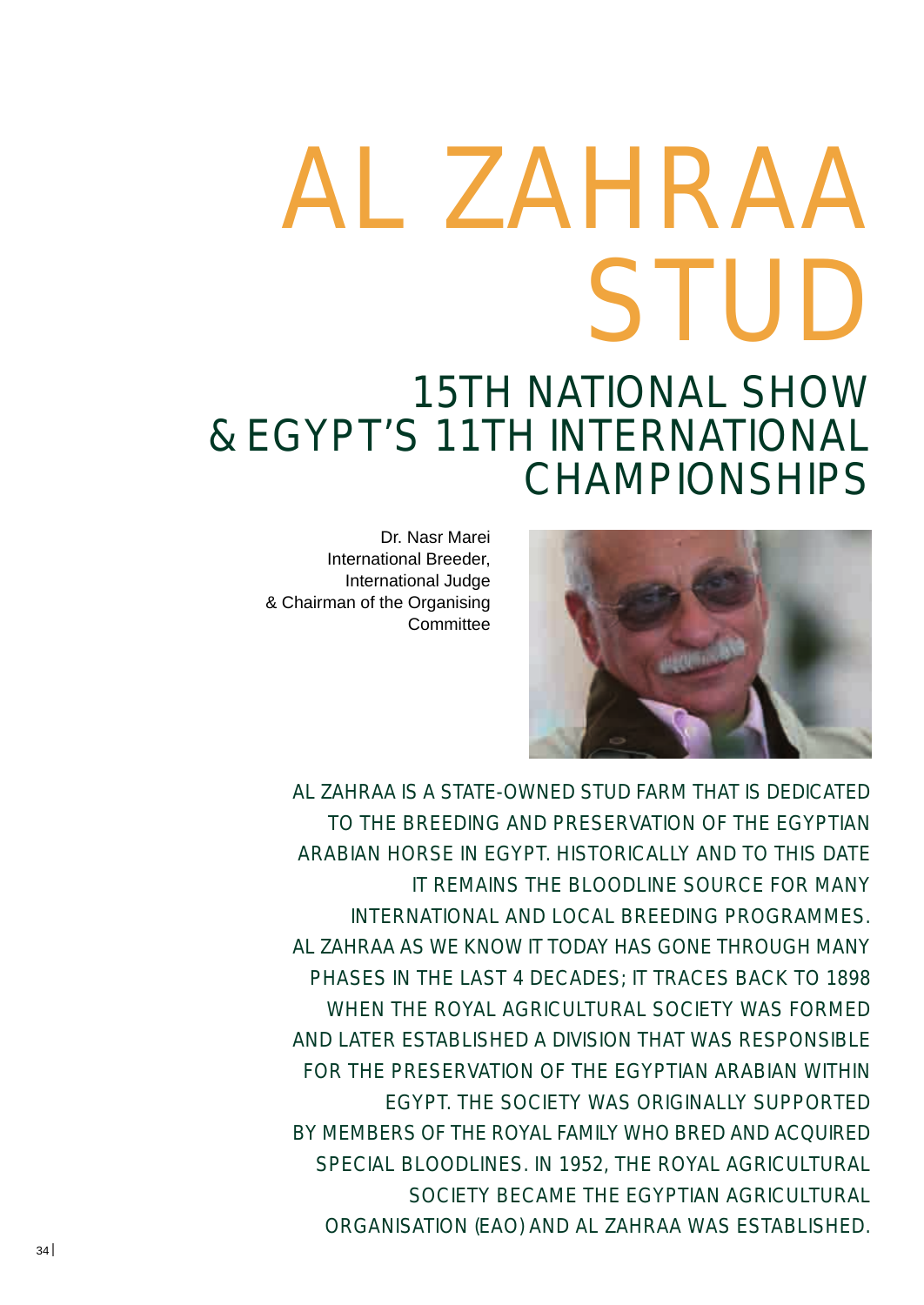# AL ZAHRAA STUD

## 15TH NATIONAL SHOW & EGYPT'S 11TH INTERNATIONAL CHAMPIONSHIPS

Dr. Nasr Marei
International Breeder,
International Judge
& Chairman of the Organising Committee

AL ZAHRAA IS A STATE-OWNED STUD FARM THAT IS DEDICATED TO THE BREEDING AND PRESERVATION OF THE EGYPTIAN ARABIAN HORSE IN EGYPT. HISTORICALLY AND TO THIS DATE IT REMAINS THE BLOODLINE SOURCE FOR MANY INTERNATIONAL AND LOCAL BREEDING PROGRAMMES. AL ZAHRAA AS WE KNOW IT TODAY HAS GONE THROUGH MANY PHASES IN THE LAST 4 DECADES; IT TRACES BACK TO 1898 WHEN THE ROYAL AGRICULTURAL SOCIETY WAS FORMED AND LATER ESTABLISHED A DIVISION THAT WAS RESPONSIBLE FOR THE PRESERVATION OF THE EGYPTIAN ARABIAN WITHIN EGYPT. THE SOCIETY WAS ORIGINALLY SUPPORTED BY MEMBERS OF THE ROYAL FAMILY WHO BRED AND ACQUIRED SPECIAL BLOODLINES. IN 1952, THE ROYAL AGRICULTURAL SOCIETY BECAME THE EGYPTIAN AGRICULTURAL ORGANISATION (EAO) AND AL ZAHRAA WAS ESTABLISHED.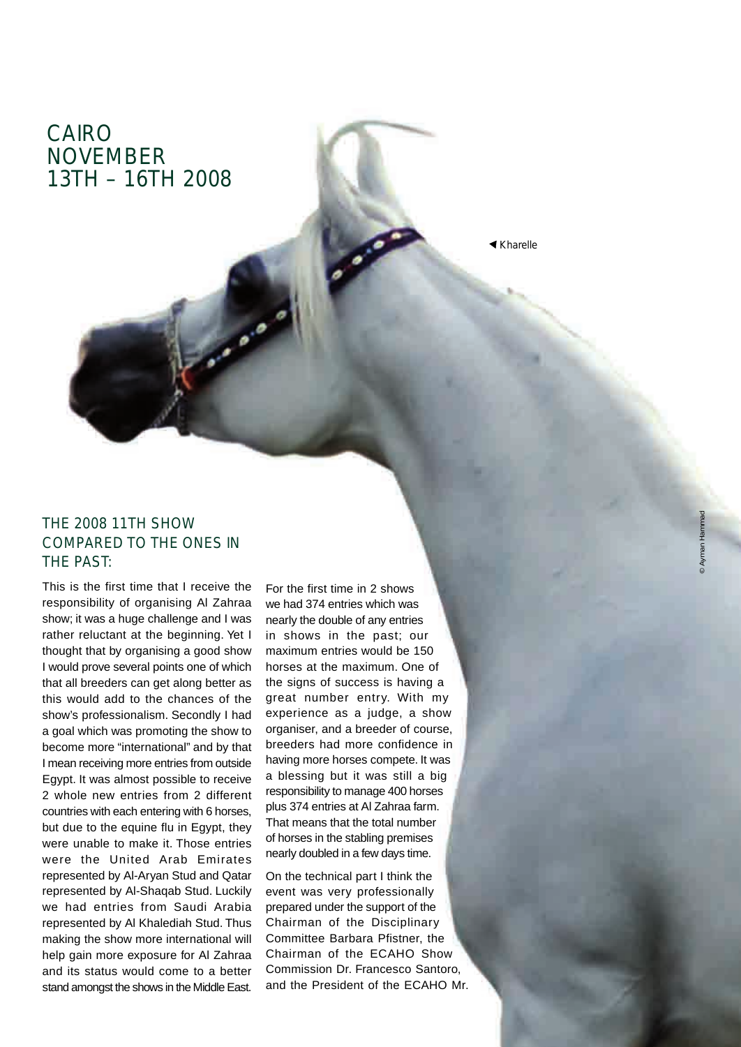# CAIRO NOVEMBER 13TH – 16TH 2008

◀ Kharelle

© Ayman Hammad

## THE 2008 11TH SHOW COMPARED TO THE ONES IN THE PAST:

This is the first time that I receive the responsibility of organising Al Zahraa show; it was a huge challenge and I was rather reluctant at the beginning. Yet I thought that by organising a good show I would prove several points one of which that all breeders can get along better as this would add to the chances of the show's professionalism. Secondly I had a goal which was promoting the show to become more "international" and by that I mean receiving more entries from outside Egypt. It was almost possible to receive 2 whole new entries from 2 different countries with each entering with 6 horses, but due to the equine flu in Egypt, they were unable to make it. Those entries were the United Arab Emirates represented by Al-Aryan Stud and Qatar represented by Al-Shaqab Stud. Luckily we had entries from Saudi Arabia represented by Al Khalediah Stud. Thus making the show more international will help gain more exposure for Al Zahraa and its status would come to a better stand amongst the shows in the Middle East.

For the first time in 2 shows we had 374 entries which was nearly the double of any entries in shows in the past; our maximum entries would be 150 horses at the maximum. One of the signs of success is having a great number entry. With my experience as a judge, a show organiser, and a breeder of course, breeders had more confidence in having more horses compete. It was a blessing but it was still a big responsibility to manage 400 horses plus 374 entries at Al Zahraa farm. That means that the total number of horses in the stabling premises nearly doubled in a few days time.

On the technical part I think the event was very professionally prepared under the support of the Chairman of the Disciplinary Committee Barbara Pfistner, the Chairman of the ECAHO Show Commission Dr. Francesco Santoro, and the President of the ECAHO Mr.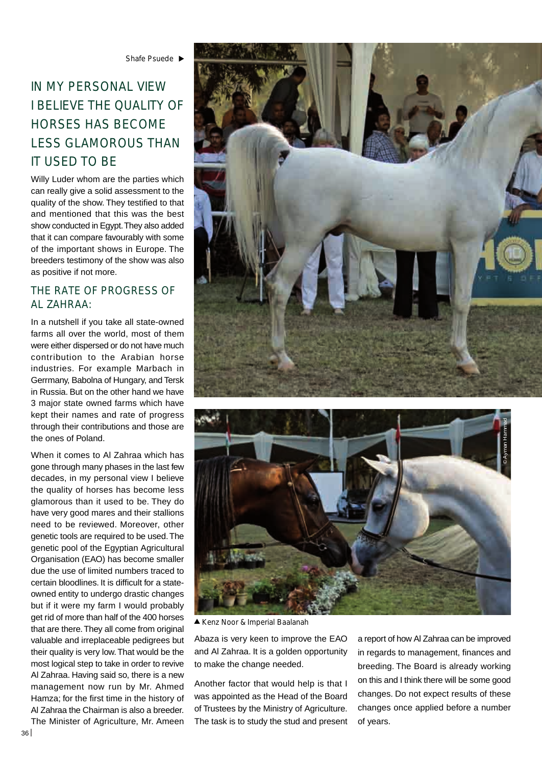Shafe Psuede ▶

## IN MY PERSONAL VIEW I BELIEVE THE QUALITY OF HORSES HAS BECOME LESS GLAMOROUS THAN IT USED TO BE

Willy Luder whom are the parties which can really give a solid assessment to the quality of the show. They testified to that and mentioned that this was the best show conducted in Egypt. They also added that it can compare favourably with some of the important shows in Europe. The breeders testimony of the show was also as positive if not more.

### THE RATE OF PROGRESS OF AL ZAHRAA:

In a nutshell if you take all state-owned farms all over the world, most of them were either dispersed or do not have much contribution to the Arabian horse industries. For example Marbach in Gerrmany, Babolna of Hungary, and Tersk in Russia. But on the other hand we have 3 major state owned farms which have kept their names and rate of progress through their contributions and those are the ones of Poland.

When it comes to Al Zahraa which has gone through many phases in the last few decades, in my personal view I believe the quality of horses has become less glamorous than it used to be. They do have very good mares and their stallions need to be reviewed. Moreover, other genetic tools are required to be used. The genetic pool of the Egyptian Agricultural Organisation (EAO) has become smaller due the use of limited numbers traced to certain bloodlines. It is difficult for a state-owned entity to undergo drastic changes but if it were my farm I would probably get rid of more than half of the 400 horses that are there. They all come from original valuable and irreplaceable pedigrees but their quality is very low. That would be the most logical step to take in order to revive Al Zahraa. Having said so, there is a new management now run by Mr. Ahmed Hamza; for the first time in the history of Al Zahraa the Chairman is also a breeder. The Minister of Agriculture, Mr. Ameen Abaza is very keen to improve the EAO and Al Zahraa. It is a golden opportunity to make the change needed.

▲ Kenz Noor & Imperial Baalanah

Another factor that would help is that I was appointed as the Head of the Board of Trustees by the Ministry of Agriculture. The task is to study the stud and present a report of how Al Zahraa can be improved in regards to management, finances and breeding. The Board is already working on this and I think there will be some good changes. Do not expect results of these changes once applied before a number of years.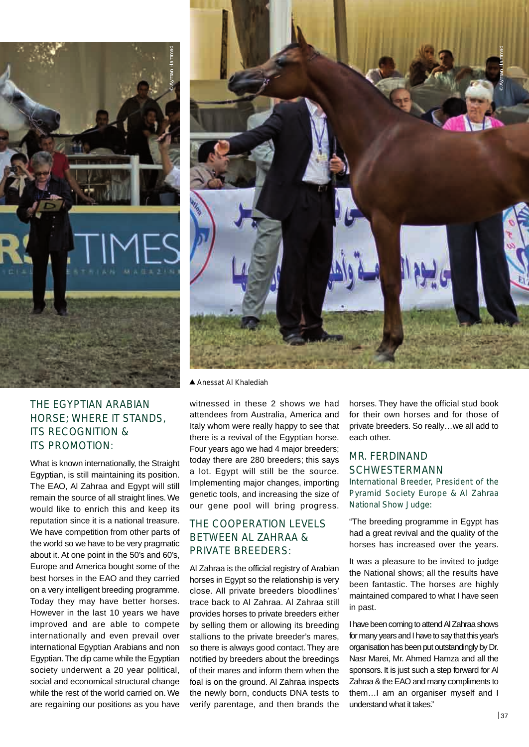▲ Anessat Al Khalediah

## THE EGYPTIAN ARABIAN HORSE; WHERE IT STANDS, ITS RECOGNITION & ITS PROMOTION:

What is known internationally, the Straight Egyptian, is still maintaining its position. The EAO, Al Zahraa and Egypt will still remain the source of all straight lines. We would like to enrich this and keep its reputation since it is a national treasure. We have competition from other parts of the world so we have to be very pragmatic about it. At one point in the 50's and 60's, Europe and America bought some of the best horses in the EAO and they carried on a very intelligent breeding programme. Today they may have better horses. However in the last 10 years we have improved and are able to compete internationally and even prevail over international Egyptian Arabians and non Egyptian. The dip came while the Egyptian society underwent a 20 year political, social and economical structural change while the rest of the world carried on. We are regaining our positions as you have witnessed in these 2 shows we had attendees from Australia, America and Italy whom were really happy to see that there is a revival of the Egyptian horse. Four years ago we had 4 major breeders; today there are 280 breeders; this says a lot. Egypt will still be the source. Implementing major changes, importing genetic tools, and increasing the size of our gene pool will bring progress.

## THE COOPERATION LEVELS BETWEEN AL ZAHRAA & PRIVATE BREEDERS:

Al Zahraa is the official registry of Arabian horses in Egypt so the relationship is very close. All private breeders bloodlines' trace back to Al Zahraa. Al Zahraa still provides horses to private breeders either by selling them or allowing its breeding stallions to the private breeder's mares, so there is always good contact. They are notified by breeders about the breedings of their mares and inform them when the foal is on the ground. Al Zahraa inspects the newly born, conducts DNA tests to verify parentage, and then brands the horses. They have the official stud book for their own horses and for those of private breeders. So really…we all add to each other.

## MR. FERDINAND SCHWESTERMANN

International Breeder, President of the Pyramid Society Europe & Al Zahraa National Show Judge:

"The breeding programme in Egypt has had a great revival and the quality of the horses has increased over the years.

It was a pleasure to be invited to judge the National shows; all the results have been fantastic. The horses are highly maintained compared to what I have seen in past.

I have been coming to attend Al Zahraa shows for many years and I have to say that this year's organisation has been put outstandingly by Dr. Nasr Marei, Mr. Ahmed Hamza and all the sponsors. It is just such a step forward for Al Zahraa & the EAO and many compliments to them…I am an organiser myself and I understand what it takes."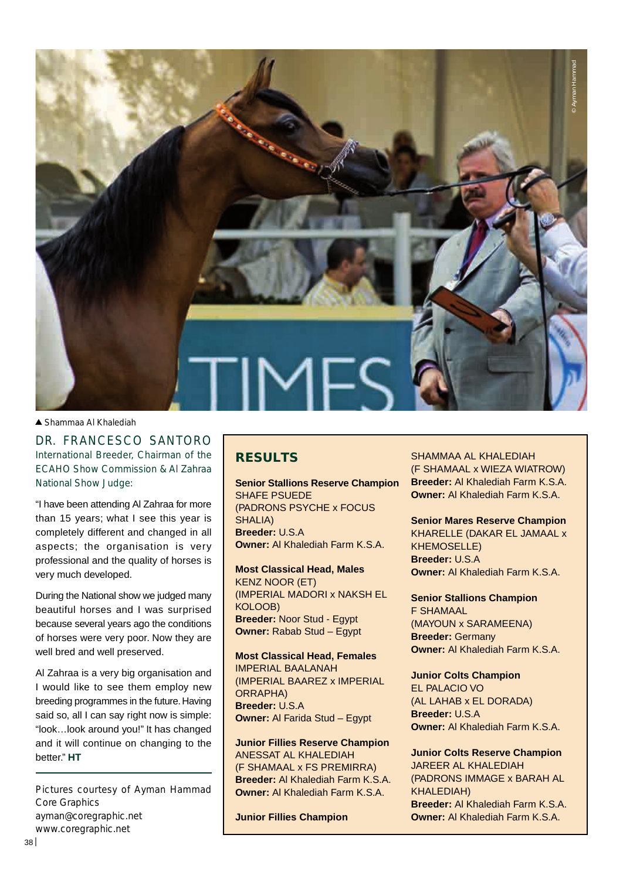▲ Shammaa Al Khalediah

## DR. FRANCESCO SANTORO

International Breeder, Chairman of the ECAHO Show Commission & Al Zahraa National Show Judge:

"I have been attending Al Zahraa for more than 15 years; what I see this year is completely different and changed in all aspects; the organisation is very professional and the quality of horses is very much developed.

During the National show we judged many beautiful horses and I was surprised because several years ago the conditions of horses were very poor. Now they are well bred and well preserved.

Al Zahraa is a very big organisation and I would like to see them employ new breeding programmes in the future. Having said so, all I can say right now is simple: "look…look around you!" It has changed and it will continue on changing to the better." **HT**

Pictures courtesy of Ayman Hammad
Core Graphics
ayman@coregraphic.net
www.coregraphic.net

## RESULTS

**Senior Stallions Reserve Champion**
SHAFE PSUEDE
(PADRONS PSYCHE x FOCUS SHALIA)
**Breeder:** U.S.A
**Owner:** Al Khalediah Farm K.S.A.

**Most Classical Head, Males**
KENZ NOOR (ET)
(IMPERIAL MADORI x NAKSH EL KOLOOB)
**Breeder:** Noor Stud - Egypt
**Owner:** Rabab Stud – Egypt

**Most Classical Head, Females**
IMPERIAL BAALANAH
(IMPERIAL BAAREZ x IMPERIAL ORRAPHA)
**Breeder:** U.S.A
**Owner:** Al Farida Stud – Egypt

**Junior Fillies Reserve Champion**
ANESSAT AL KHALEDIAH
(F SHAMAAL x FS PREMIRRA)
**Breeder:** Al Khalediah Farm K.S.A.
**Owner:** Al Khalediah Farm K.S.A.

**Junior Fillies Champion**
SHAMMAA AL KHALEDIAH
(F SHAMAAL x WIEZA WIATROW)
**Breeder:** Al Khalediah Farm K.S.A.
**Owner:** Al Khalediah Farm K.S.A.

**Senior Mares Reserve Champion**
KHARELLE (DAKAR EL JAMAAL x KHEMOSELLE)
**Breeder:** U.S.A
**Owner:** Al Khalediah Farm K.S.A.

**Senior Stallions Champion**
F SHAMAAL
(MAYOUN x SARAMEENA)
**Breeder:** Germany
**Owner:** Al Khalediah Farm K.S.A.

**Junior Colts Champion**
EL PALACIO VO
(AL LAHAB x EL DORADA)
**Breeder:** U.S.A
**Owner:** Al Khalediah Farm K.S.A.

**Junior Colts Reserve Champion**
JAREER AL KHALEDIAH
(PADRONS IMMAGE x BARAH AL KHALEDIAH)
**Breeder:** Al Khalediah Farm K.S.A.
**Owner:** Al Khalediah Farm K.S.A.